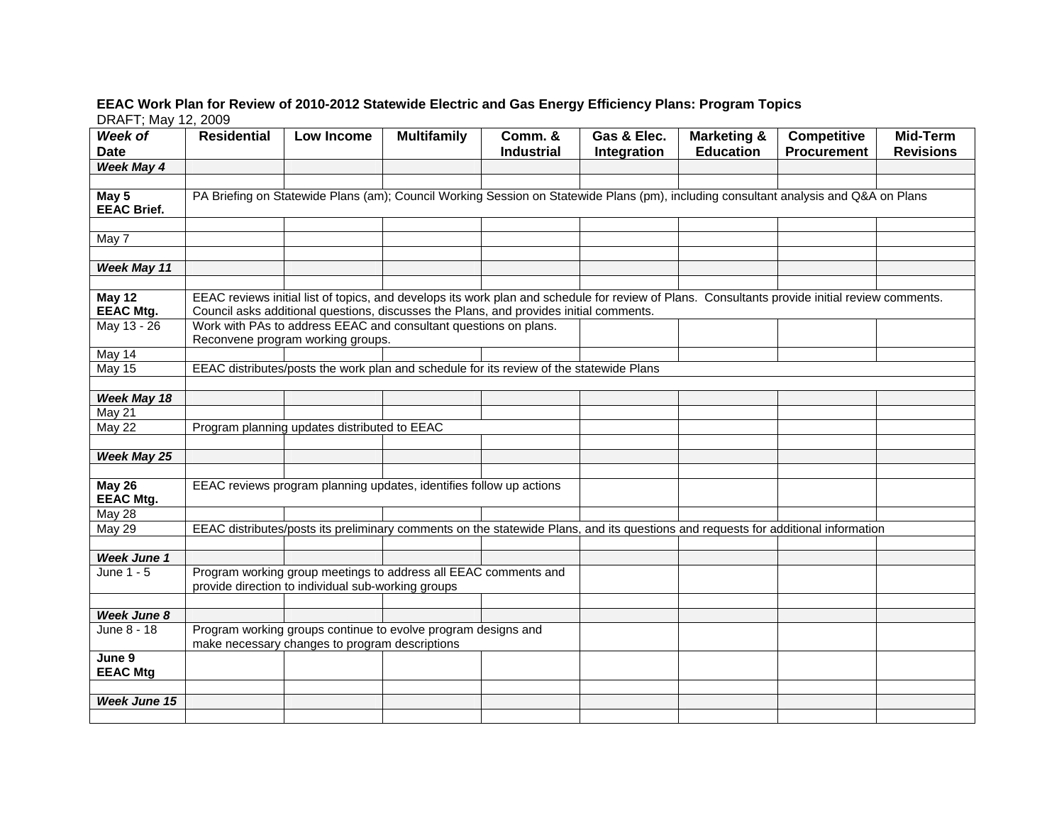**EEAC Work Plan for Review of 2010-2012 Statewide Electric and Gas Energy Efficiency Plans: Program Topics**

DRAFT; May 12, 2009

| *Week of Date* | Residential | Low Income | Multifamily | Comm. & Industrial | Gas & Elec. Integration | Marketing & Education | Competitive Procurement | Mid-Term Revisions |
|---|---|---|---|---|---|---|---|---|
| ***Week May 4*** | | | | | | | | |
| | | | | | | | | |
| **May 5 EEAC Brief.** | PA Briefing on Statewide Plans (am); Council Working Session on Statewide Plans (pm), including consultant analysis and Q&A on Plans | | | | | | | |
| | | | | | | | | |
| May 7 | | | | | | | | |
| | | | | | | | | |
| ***Week May 11*** | | | | | | | | |
| | | | | | | | | |
| **May 12 EEAC Mtg.** | EEAC reviews initial list of topics, and develops its work plan and schedule for review of Plans. Consultants provide initial review comments. Council asks additional questions, discusses the Plans, and provides initial comments. | | | | | | | |
| May 13 - 26 | Work with PAs to address EEAC and consultant questions on plans. Reconvene program working groups. | | | | | | | |
| May 14 | | | | | | | | |
| May 15 | EEAC distributes/posts the work plan and schedule for its review of the statewide Plans | | | | | | | |
| | | | | | | | | |
| ***Week May 18*** | | | | | | | | |
| May 21 | | | | | | | | |
| May 22 | Program planning updates distributed to EEAC | | | | | | | |
| | | | | | | | | |
| ***Week May 25*** | | | | | | | | |
| | | | | | | | | |
| **May 26 EEAC Mtg.** | EEAC reviews program planning updates, identifies follow up actions | | | | | | | |
| May 28 | | | | | | | | |
| May 29 | EEAC distributes/posts its preliminary comments on the statewide Plans, and its questions and requests for additional information | | | | | | | |
| | | | | | | | | |
| ***Week June 1*** | | | | | | | | |
| June 1 - 5 | Program working group meetings to address all EEAC comments and provide direction to individual sub-working groups | | | | | | | |
| | | | | | | | | |
| ***Week June 8*** | | | | | | | | |
| June 8 - 18 | Program working groups continue to evolve program designs and make necessary changes to program descriptions | | | | | | | |
| **June 9 EEAC Mtg** | | | | | | | | |
| | | | | | | | | |
| ***Week June 15*** | | | | | | | | |
| | | | | | | | | |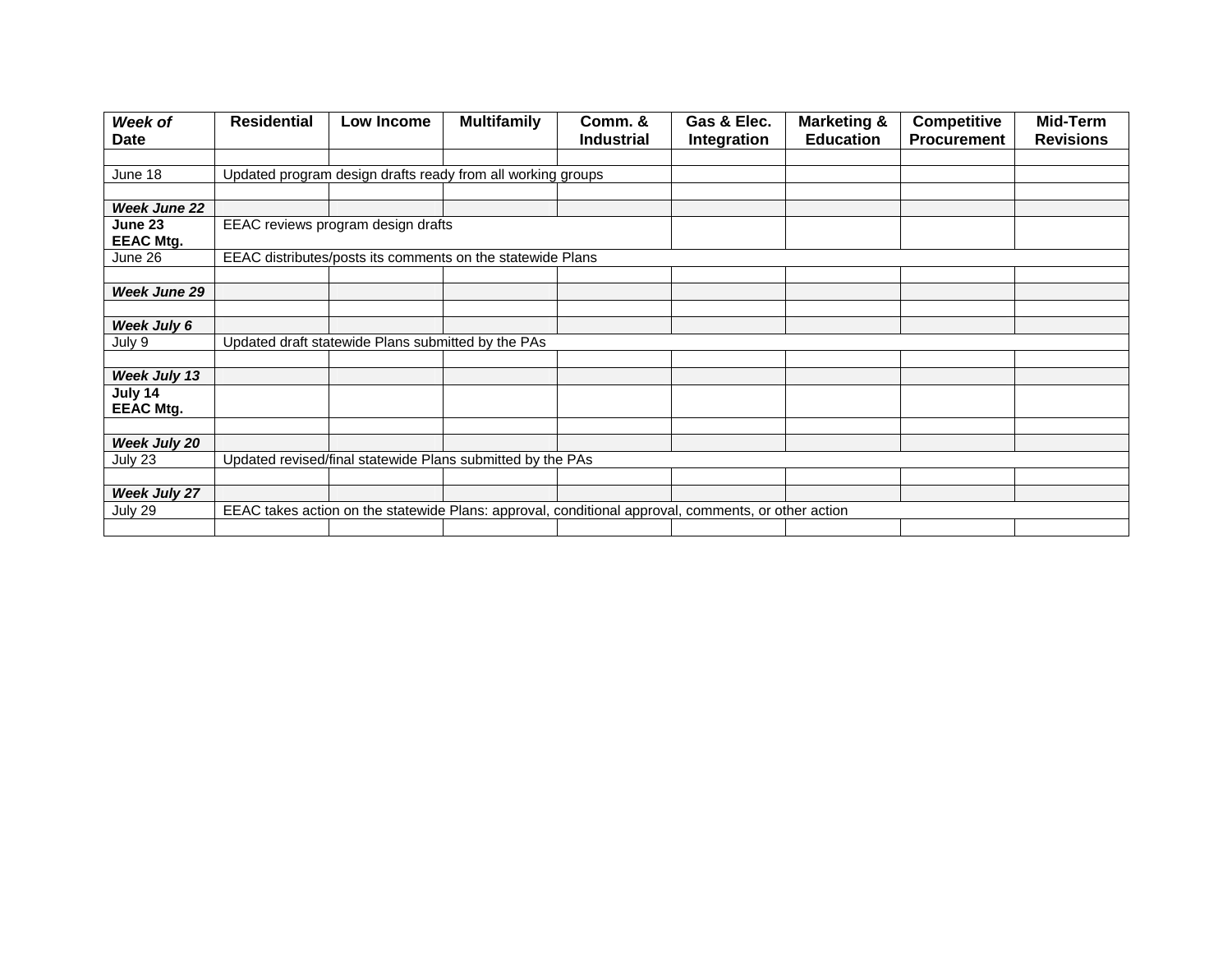| ***Week of* Date** | **Residential** | **Low Income** | **Multifamily** | **Comm. & Industrial** | **Gas & Elec. Integration** | **Marketing & Education** | **Competitive Procurement** | **Mid-Term Revisions** |
|---|---|---|---|---|---|---|---|---|
| | | | | | | | | |
| June 18 | Updated program design drafts ready from all working groups | | | | | | | |
| | | | | | | | | |
| ***Week June 22*** | | | | | | | | |
| **June 23 EEAC Mtg.** | EEAC reviews program design drafts | | | | | | | |
| June 26 | EEAC distributes/posts its comments on the statewide Plans | | | | | | | |
| | | | | | | | | |
| ***Week June 29*** | | | | | | | | |
| | | | | | | | | |
| ***Week July 6*** | | | | | | | | |
| July 9 | Updated draft statewide Plans submitted by the PAs | | | | | | | |
| | | | | | | | | |
| ***Week July 13*** | | | | | | | | |
| **July 14 EEAC Mtg.** | | | | | | | | |
| | | | | | | | | |
| ***Week July 20*** | | | | | | | | |
| July 23 | Updated revised/final statewide Plans submitted by the PAs | | | | | | | |
| | | | | | | | | |
| ***Week July 27*** | | | | | | | | |
| July 29 | EEAC takes action on the statewide Plans: approval, conditional approval, comments, or other action | | | | | | | |
| | | | | | | | | |